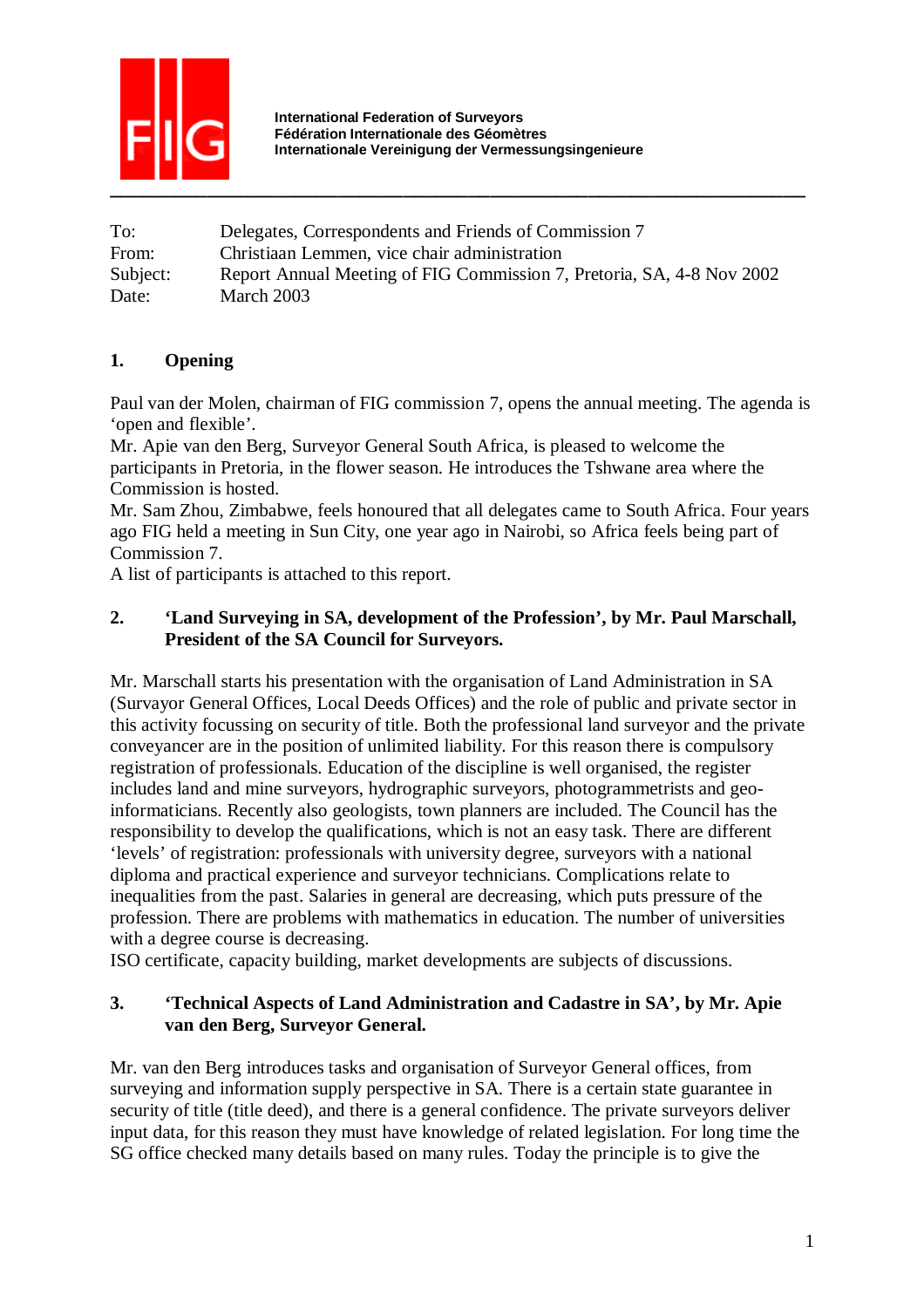International Federation of Surveyors
Fédération Internationale des Géomètres
Internationale Vereinigung der Vermessungsingenieure

---

To: Delegates, Correspondents and Friends of Commission 7
From: Christiaan Lemmen, vice chair administration
Subject: Report Annual Meeting of FIG Commission 7, Pretoria, SA, 4-8 Nov 2002
Date: March 2003

## 1. Opening

Paul van der Molen, chairman of FIG commission 7, opens the annual meeting. The agenda is 'open and flexible'.
Mr. Apie van den Berg, Surveyor General South Africa, is pleased to welcome the participants in Pretoria, in the flower season. He introduces the Tshwane area where the Commission is hosted.
Mr. Sam Zhou, Zimbabwe, feels honoured that all delegates came to South Africa. Four years ago FIG held a meeting in Sun City, one year ago in Nairobi, so Africa feels being part of Commission 7.
A list of participants is attached to this report.

## 2. 'Land Surveying in SA, development of the Profession', by Mr. Paul Marschall, President of the SA Council for Surveyors.

Mr. Marschall starts his presentation with the organisation of Land Administration in SA (Survayor General Offices, Local Deeds Offices) and the role of public and private sector in this activity focussing on security of title. Both the professional land surveyor and the private conveyancer are in the position of unlimited liability. For this reason there is compulsory registration of professionals. Education of the discipline is well organised, the register includes land and mine surveyors, hydrographic surveyors, photogrammetrists and geo-informaticians. Recently also geologists, town planners are included. The Council has the responsibility to develop the qualifications, which is not an easy task. There are different 'levels' of registration: professionals with university degree, surveyors with a national diploma and practical experience and surveyor technicians. Complications relate to inequalities from the past. Salaries in general are decreasing, which puts pressure of the profession. There are problems with mathematics in education. The number of universities with a degree course is decreasing.
ISO certificate, capacity building, market developments are subjects of discussions.

## 3. 'Technical Aspects of Land Administration and Cadastre in SA', by Mr. Apie van den Berg, Surveyor General.

Mr. van den Berg introduces tasks and organisation of Surveyor General offices, from surveying and information supply perspective in SA. There is a certain state guarantee in security of title (title deed), and there is a general confidence. The private surveyors deliver input data, for this reason they must have knowledge of related legislation. For long time the SG office checked many details based on many rules. Today the principle is to give the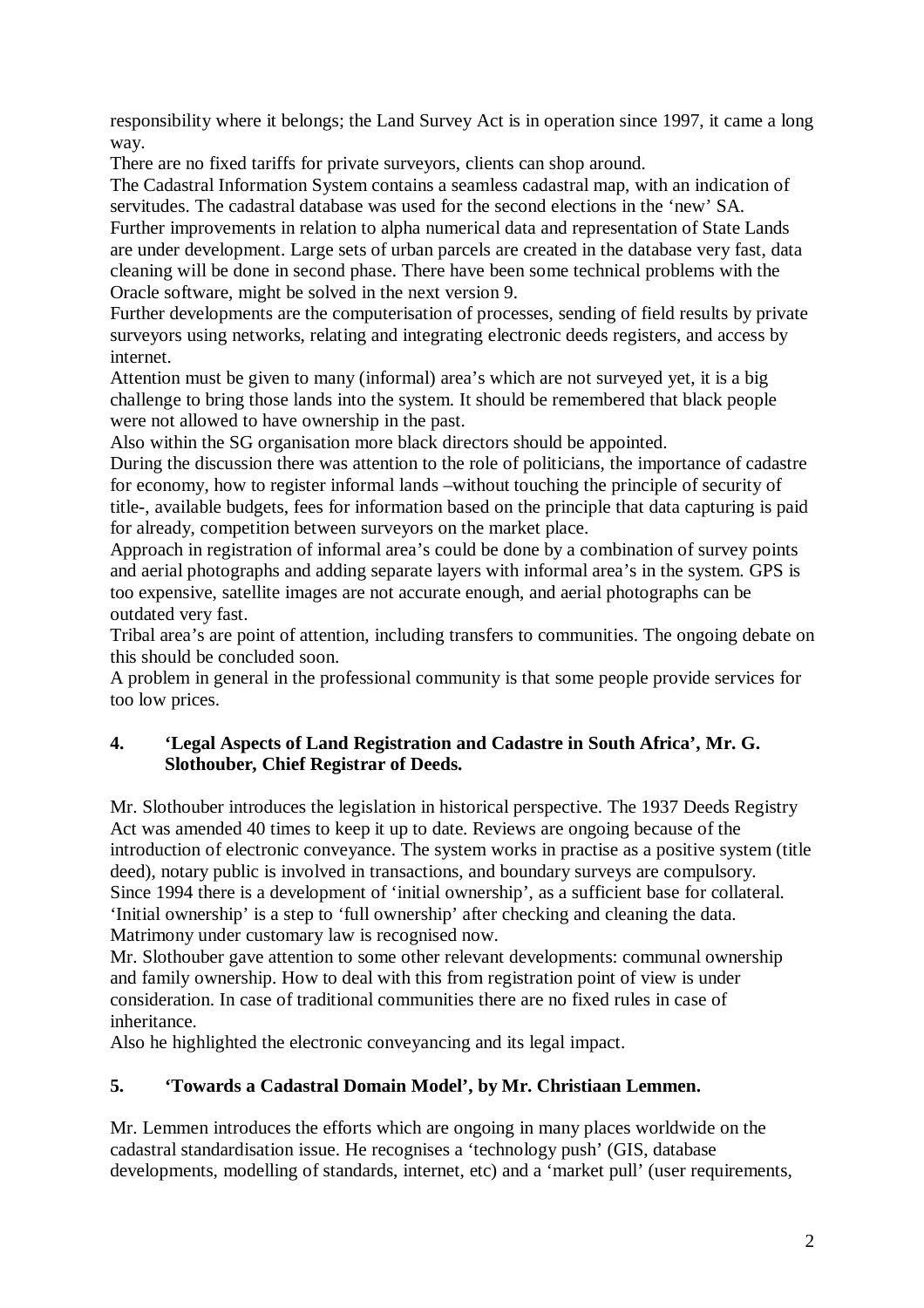responsibility where it belongs; the Land Survey Act is in operation since 1997, it came a long way.

There are no fixed tariffs for private surveyors, clients can shop around.

The Cadastral Information System contains a seamless cadastral map, with an indication of servitudes. The cadastral database was used for the second elections in the 'new' SA.

Further improvements in relation to alpha numerical data and representation of State Lands are under development. Large sets of urban parcels are created in the database very fast, data cleaning will be done in second phase. There have been some technical problems with the Oracle software, might be solved in the next version 9.

Further developments are the computerisation of processes, sending of field results by private surveyors using networks, relating and integrating electronic deeds registers, and access by internet.

Attention must be given to many (informal) area's which are not surveyed yet, it is a big challenge to bring those lands into the system. It should be remembered that black people were not allowed to have ownership in the past.

Also within the SG organisation more black directors should be appointed.

During the discussion there was attention to the role of politicians, the importance of cadastre for economy, how to register informal lands –without touching the principle of security of title-, available budgets, fees for information based on the principle that data capturing is paid for already, competition between surveyors on the market place.

Approach in registration of informal area's could be done by a combination of survey points and aerial photographs and adding separate layers with informal area's in the system. GPS is too expensive, satellite images are not accurate enough, and aerial photographs can be outdated very fast.

Tribal area's are point of attention, including transfers to communities. The ongoing debate on this should be concluded soon.

A problem in general in the professional community is that some people provide services for too low prices.

### 4. 'Legal Aspects of Land Registration and Cadastre in South Africa', Mr. G. Slothouber, Chief Registrar of Deeds.

Mr. Slothouber introduces the legislation in historical perspective. The 1937 Deeds Registry Act was amended 40 times to keep it up to date. Reviews are ongoing because of the introduction of electronic conveyance. The system works in practise as a positive system (title deed), notary public is involved in transactions, and boundary surveys are compulsory.

Since 1994 there is a development of 'initial ownership', as a sufficient base for collateral. 'Initial ownership' is a step to 'full ownership' after checking and cleaning the data.

Matrimony under customary law is recognised now.

Mr. Slothouber gave attention to some other relevant developments: communal ownership and family ownership. How to deal with this from registration point of view is under consideration. In case of traditional communities there are no fixed rules in case of inheritance.

Also he highlighted the electronic conveyancing and its legal impact.

### 5. 'Towards a Cadastral Domain Model', by Mr. Christiaan Lemmen.

Mr. Lemmen introduces the efforts which are ongoing in many places worldwide on the cadastral standardisation issue. He recognises a 'technology push' (GIS, database developments, modelling of standards, internet, etc) and a 'market pull' (user requirements,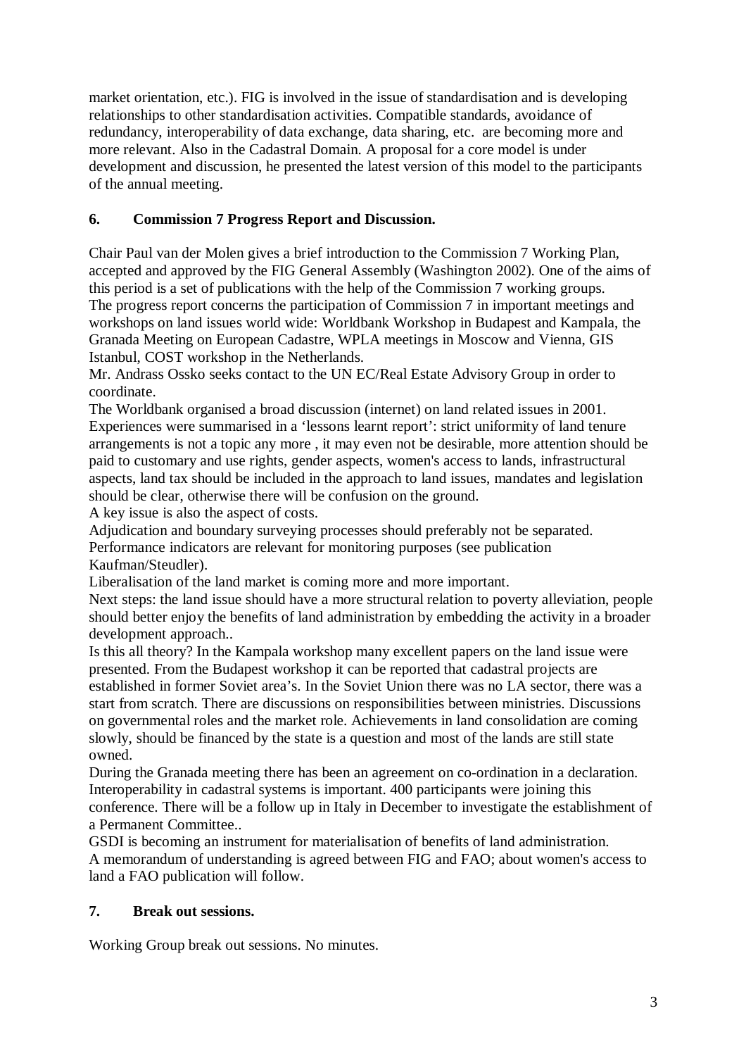market orientation, etc.). FIG is involved in the issue of standardisation and is developing relationships to other standardisation activities. Compatible standards, avoidance of redundancy, interoperability of data exchange, data sharing, etc. are becoming more and more relevant. Also in the Cadastral Domain. A proposal for a core model is under development and discussion, he presented the latest version of this model to the participants of the annual meeting.

**6. Commission 7 Progress Report and Discussion.**

Chair Paul van der Molen gives a brief introduction to the Commission 7 Working Plan, accepted and approved by the FIG General Assembly (Washington 2002). One of the aims of this period is a set of publications with the help of the Commission 7 working groups.
The progress report concerns the participation of Commission 7 in important meetings and workshops on land issues world wide: Worldbank Workshop in Budapest and Kampala, the Granada Meeting on European Cadastre, WPLA meetings in Moscow and Vienna, GIS Istanbul, COST workshop in the Netherlands.
Mr. Andrass Ossko seeks contact to the UN EC/Real Estate Advisory Group in order to coordinate.
The Worldbank organised a broad discussion (internet) on land related issues in 2001. Experiences were summarised in a 'lessons learnt report': strict uniformity of land tenure arrangements is not a topic any more , it may even not be desirable, more attention should be paid to customary and use rights, gender aspects, women's access to lands, infrastructural aspects, land tax should be included in the approach to land issues, mandates and legislation should be clear, otherwise there will be confusion on the ground.
A key issue is also the aspect of costs.
Adjudication and boundary surveying processes should preferably not be separated.
Performance indicators are relevant for monitoring purposes (see publication Kaufman/Steudler).
Liberalisation of the land market is coming more and more important.
Next steps: the land issue should have a more structural relation to poverty alleviation, people should better enjoy the benefits of land administration by embedding the activity in a broader development approach..
Is this all theory? In the Kampala workshop many excellent papers on the land issue were presented. From the Budapest workshop it can be reported that cadastral projects are established in former Soviet area's. In the Soviet Union there was no LA sector, there was a start from scratch. There are discussions on responsibilities between ministries. Discussions on governmental roles and the market role. Achievements in land consolidation are coming slowly, should be financed by the state is a question and most of the lands are still state owned.
During the Granada meeting there has been an agreement on co-ordination in a declaration. Interoperability in cadastral systems is important. 400 participants were joining this conference. There will be a follow up in Italy in December to investigate the establishment of a Permanent Committee..
GSDI is becoming an instrument for materialisation of benefits of land administration.
A memorandum of understanding is agreed between FIG and FAO; about women's access to land a FAO publication will follow.

**7. Break out sessions.**

Working Group break out sessions. No minutes.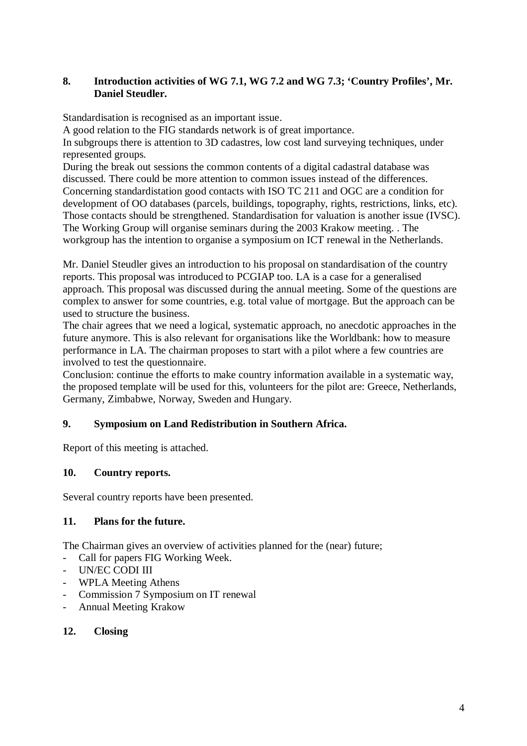**8. Introduction activities of WG 7.1, WG 7.2 and WG 7.3; 'Country Profiles', Mr. Daniel Steudler.**

Standardisation is recognised as an important issue.
A good relation to the FIG standards network is of great importance.
In subgroups there is attention to 3D cadastres, low cost land surveying techniques, under represented groups.
During the break out sessions the common contents of a digital cadastral database was discussed. There could be more attention to common issues instead of the differences. Concerning standardistation good contacts with ISO TC 211 and OGC are a condition for development of OO databases (parcels, buildings, topography, rights, restrictions, links, etc). Those contacts should be strengthened. Standardisation for valuation is another issue (IVSC). The Working Group will organise seminars during the 2003 Krakow meeting. . The workgroup has the intention to organise a symposium on ICT renewal in the Netherlands.

Mr. Daniel Steudler gives an introduction to his proposal on standardisation of the country reports. This proposal was introduced to PCGIAP too. LA is a case for a generalised approach. This proposal was discussed during the annual meeting. Some of the questions are complex to answer for some countries, e.g. total value of mortgage. But the approach can be used to structure the business.
The chair agrees that we need a logical, systematic approach, no anecdotic approaches in the future anymore. This is also relevant for organisations like the Worldbank: how to measure performance in LA. The chairman proposes to start with a pilot where a few countries are involved to test the questionnaire.
Conclusion: continue the efforts to make country information available in a systematic way, the proposed template will be used for this, volunteers for the pilot are: Greece, Netherlands, Germany, Zimbabwe, Norway, Sweden and Hungary.

**9. Symposium on Land Redistribution in Southern Africa.**

Report of this meeting is attached.

**10. Country reports.**

Several country reports have been presented.

**11. Plans for the future.**

The Chairman gives an overview of activities planned for the (near) future;

- Call for papers FIG Working Week.
- UN/EC CODI III
- WPLA Meeting Athens
- Commission 7 Symposium on IT renewal
- Annual Meeting Krakow

**12. Closing**